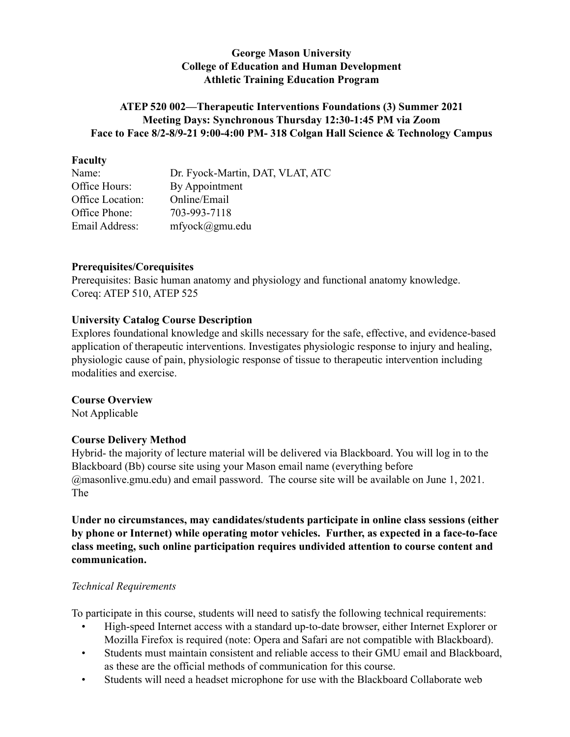**George Mason University**
**College of Education and Human Development**
**Athletic Training Education Program**

**ATEP 520 002—Therapeutic Interventions Foundations (3) Summer 2021**
**Meeting Days: Synchronous Thursday 12:30-1:45 PM via Zoom**
**Face to Face 8/2-8/9-21 9:00-4:00 PM- 318 Colgan Hall Science & Technology Campus**

## Faculty

| | |
|---|---|
| Name: | Dr. Fyock-Martin, DAT, VLAT, ATC |
| Office Hours: | By Appointment |
| Office Location: | Online/Email |
| Office Phone: | 703-993-7118 |
| Email Address: | mfyock@gmu.edu |

## Prerequisites/Corequisites

Prerequisites: Basic human anatomy and physiology and functional anatomy knowledge.
Coreq: ATEP 510, ATEP 525

## University Catalog Course Description

Explores foundational knowledge and skills necessary for the safe, effective, and evidence-based application of therapeutic interventions. Investigates physiologic response to injury and healing, physiologic cause of pain, physiologic response of tissue to therapeutic intervention including modalities and exercise.

## Course Overview

Not Applicable

## Course Delivery Method

Hybrid- the majority of lecture material will be delivered via Blackboard. You will log in to the Blackboard (Bb) course site using your Mason email name (everything before @masonlive.gmu.edu) and email password. The course site will be available on June 1, 2021. The

**Under no circumstances, may candidates/students participate in online class sessions (either by phone or Internet) while operating motor vehicles. Further, as expected in a face-to-face class meeting, such online participation requires undivided attention to course content and communication.**

*Technical Requirements*

To participate in this course, students will need to satisfy the following technical requirements:

- High-speed Internet access with a standard up-to-date browser, either Internet Explorer or Mozilla Firefox is required (note: Opera and Safari are not compatible with Blackboard).
- Students must maintain consistent and reliable access to their GMU email and Blackboard, as these are the official methods of communication for this course.
- Students will need a headset microphone for use with the Blackboard Collaborate web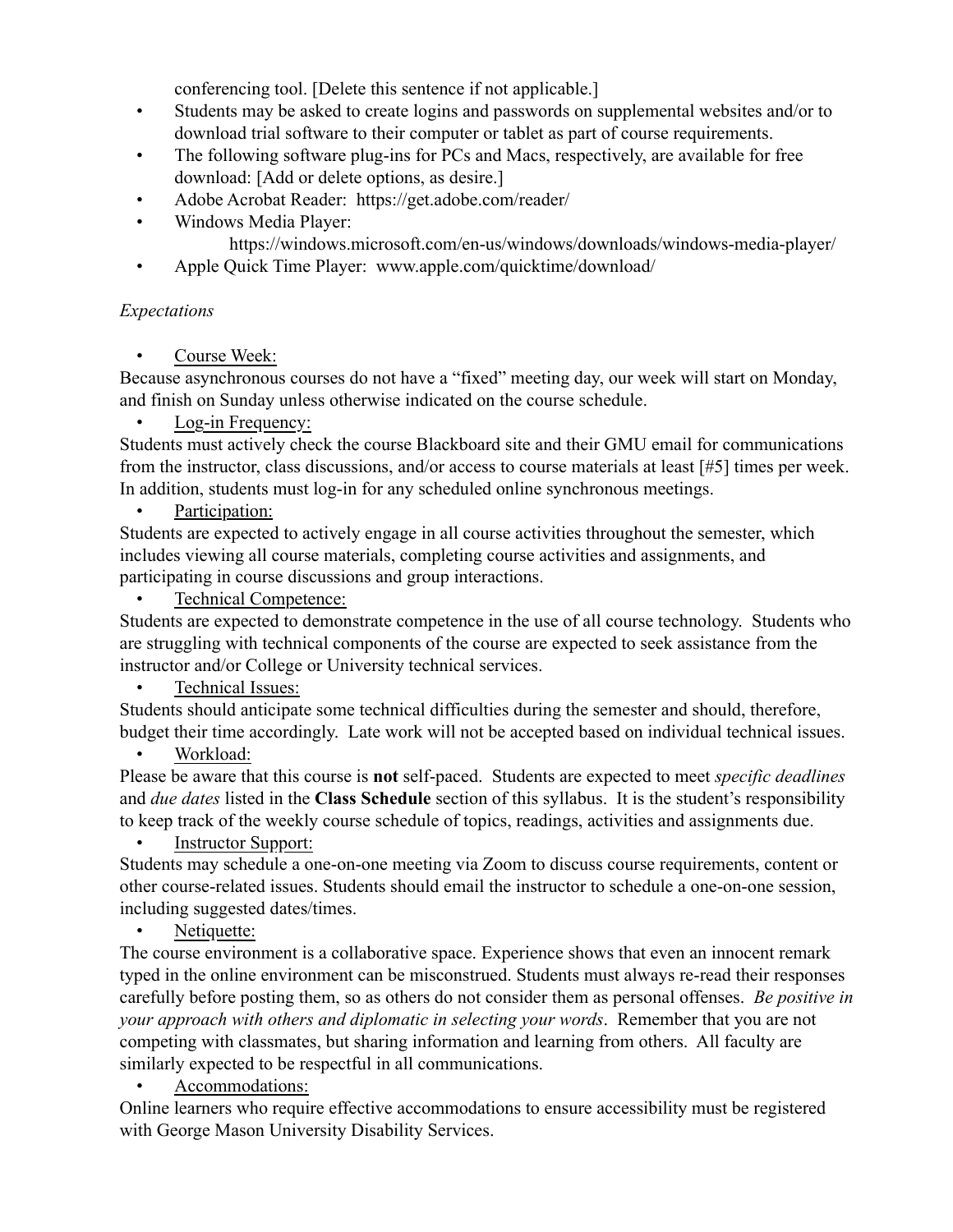conferencing tool. [Delete this sentence if not applicable.]

- Students may be asked to create logins and passwords on supplemental websites and/or to download trial software to their computer or tablet as part of course requirements.
- The following software plug-ins for PCs and Macs, respectively, are available for free download: [Add or delete options, as desire.]
- Adobe Acrobat Reader: https://get.adobe.com/reader/
- Windows Media Player:
  https://windows.microsoft.com/en-us/windows/downloads/windows-media-player/
- Apple Quick Time Player: www.apple.com/quicktime/download/

*Expectations*

- Course Week:

Because asynchronous courses do not have a "fixed" meeting day, our week will start on Monday, and finish on Sunday unless otherwise indicated on the course schedule.

- Log-in Frequency:

Students must actively check the course Blackboard site and their GMU email for communications from the instructor, class discussions, and/or access to course materials at least [#5] times per week. In addition, students must log-in for any scheduled online synchronous meetings.

- Participation:

Students are expected to actively engage in all course activities throughout the semester, which includes viewing all course materials, completing course activities and assignments, and participating in course discussions and group interactions.

- Technical Competence:

Students are expected to demonstrate competence in the use of all course technology. Students who are struggling with technical components of the course are expected to seek assistance from the instructor and/or College or University technical services.

- Technical Issues:

Students should anticipate some technical difficulties during the semester and should, therefore, budget their time accordingly. Late work will not be accepted based on individual technical issues.

- Workload:

Please be aware that this course is **not** self-paced. Students are expected to meet *specific deadlines* and *due dates* listed in the **Class Schedule** section of this syllabus. It is the student's responsibility to keep track of the weekly course schedule of topics, readings, activities and assignments due.

- Instructor Support:

Students may schedule a one-on-one meeting via Zoom to discuss course requirements, content or other course-related issues. Students should email the instructor to schedule a one-on-one session, including suggested dates/times.

- Netiquette:

The course environment is a collaborative space. Experience shows that even an innocent remark typed in the online environment can be misconstrued. Students must always re-read their responses carefully before posting them, so as others do not consider them as personal offenses. *Be positive in your approach with others and diplomatic in selecting your words*. Remember that you are not competing with classmates, but sharing information and learning from others. All faculty are similarly expected to be respectful in all communications.

- Accommodations:

Online learners who require effective accommodations to ensure accessibility must be registered with George Mason University Disability Services.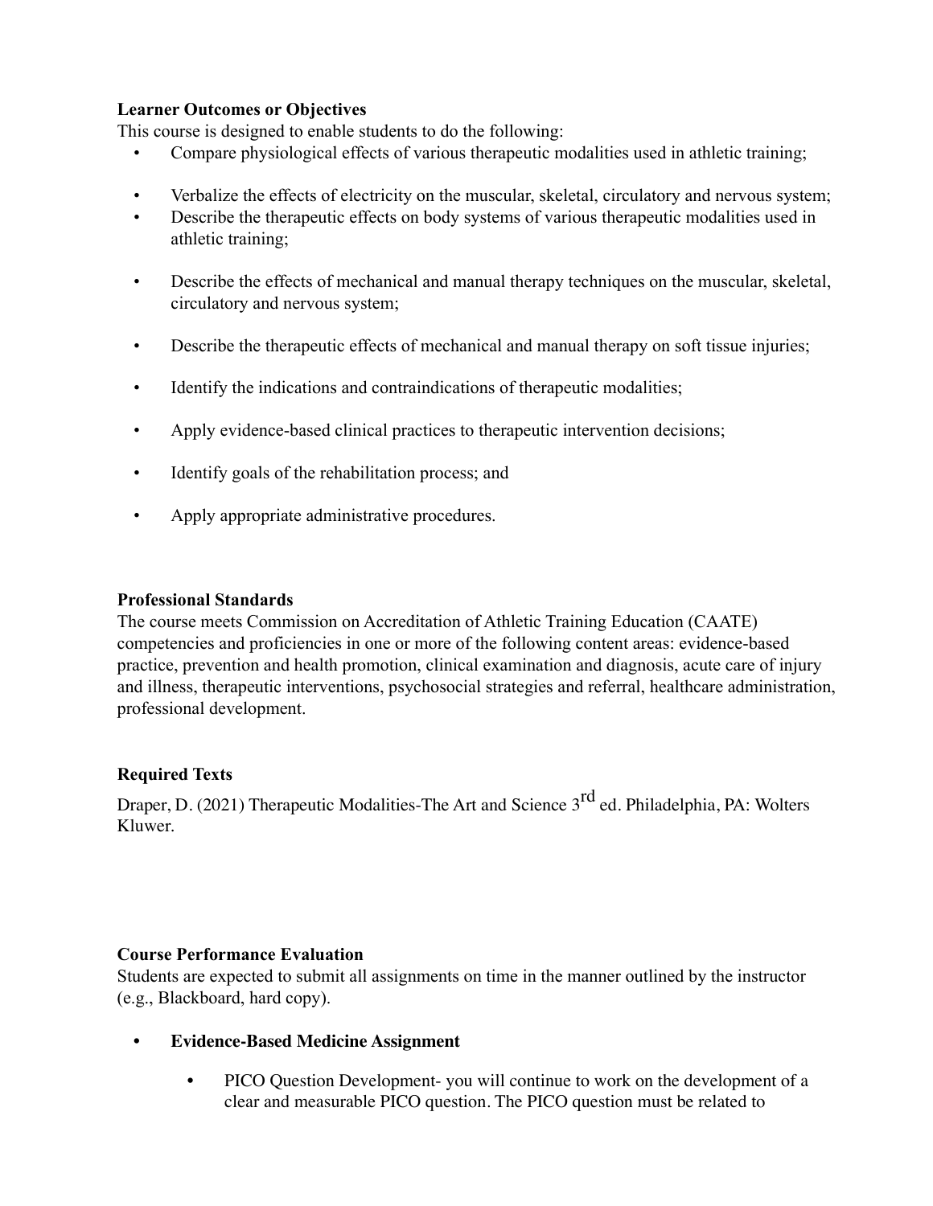**Learner Outcomes or Objectives**

This course is designed to enable students to do the following:

- Compare physiological effects of various therapeutic modalities used in athletic training;
- Verbalize the effects of electricity on the muscular, skeletal, circulatory and nervous system;
- Describe the therapeutic effects on body systems of various therapeutic modalities used in athletic training;
- Describe the effects of mechanical and manual therapy techniques on the muscular, skeletal, circulatory and nervous system;
- Describe the therapeutic effects of mechanical and manual therapy on soft tissue injuries;
- Identify the indications and contraindications of therapeutic modalities;
- Apply evidence-based clinical practices to therapeutic intervention decisions;
- Identify goals of the rehabilitation process; and
- Apply appropriate administrative procedures.

**Professional Standards**

The course meets Commission on Accreditation of Athletic Training Education (CAATE) competencies and proficiencies in one or more of the following content areas: evidence-based practice, prevention and health promotion, clinical examination and diagnosis, acute care of injury and illness, therapeutic interventions, psychosocial strategies and referral, healthcare administration, professional development.

**Required Texts**

Draper, D. (2021) Therapeutic Modalities-The Art and Science 3rd ed. Philadelphia, PA: Wolters Kluwer.

**Course Performance Evaluation**

Students are expected to submit all assignments on time in the manner outlined by the instructor (e.g., Blackboard, hard copy).

- **Evidence-Based Medicine Assignment**
  - PICO Question Development- you will continue to work on the development of a clear and measurable PICO question. The PICO question must be related to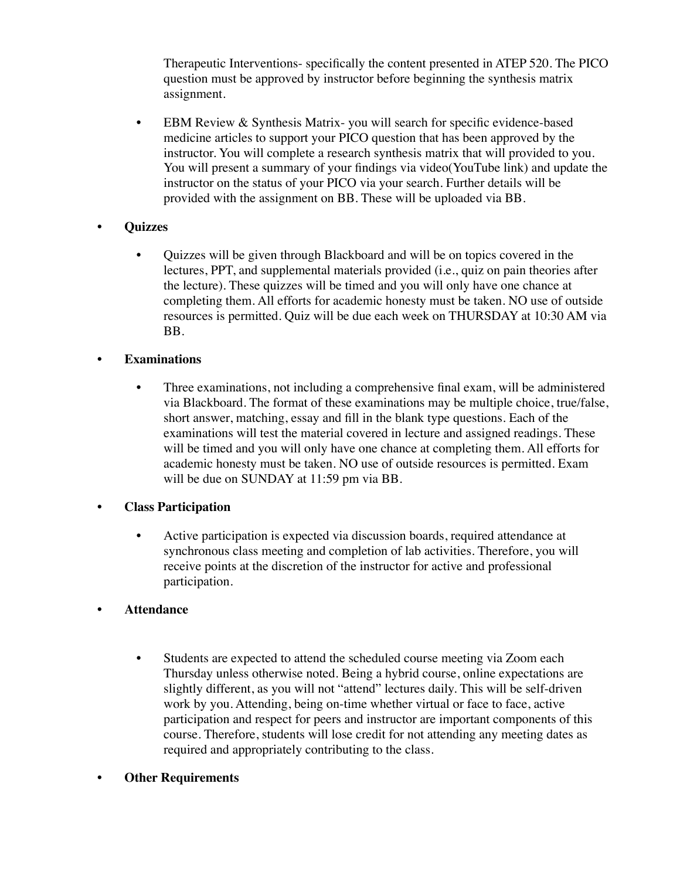Therapeutic Interventions- specifically the content presented in ATEP 520. The PICO question must be approved by instructor before beginning the synthesis matrix assignment.

- EBM Review & Synthesis Matrix- you will search for specific evidence-based medicine articles to support your PICO question that has been approved by the instructor. You will complete a research synthesis matrix that will provided to you. You will present a summary of your findings via video(YouTube link) and update the instructor on the status of your PICO via your search. Further details will be provided with the assignment on BB. These will be uploaded via BB.

- **Quizzes**
  - Quizzes will be given through Blackboard and will be on topics covered in the lectures, PPT, and supplemental materials provided (i.e., quiz on pain theories after the lecture). These quizzes will be timed and you will only have one chance at completing them. All efforts for academic honesty must be taken. NO use of outside resources is permitted. Quiz will be due each week on THURSDAY at 10:30 AM via BB.

- **Examinations**
  - Three examinations, not including a comprehensive final exam, will be administered via Blackboard. The format of these examinations may be multiple choice, true/false, short answer, matching, essay and fill in the blank type questions. Each of the examinations will test the material covered in lecture and assigned readings. These will be timed and you will only have one chance at completing them. All efforts for academic honesty must be taken. NO use of outside resources is permitted. Exam will be due on SUNDAY at 11:59 pm via BB.

- **Class Participation**
  - Active participation is expected via discussion boards, required attendance at synchronous class meeting and completion of lab activities. Therefore, you will receive points at the discretion of the instructor for active and professional participation.

- **Attendance**
  - Students are expected to attend the scheduled course meeting via Zoom each Thursday unless otherwise noted. Being a hybrid course, online expectations are slightly different, as you will not "attend" lectures daily. This will be self-driven work by you. Attending, being on-time whether virtual or face to face, active participation and respect for peers and instructor are important components of this course. Therefore, students will lose credit for not attending any meeting dates as required and appropriately contributing to the class.

- **Other Requirements**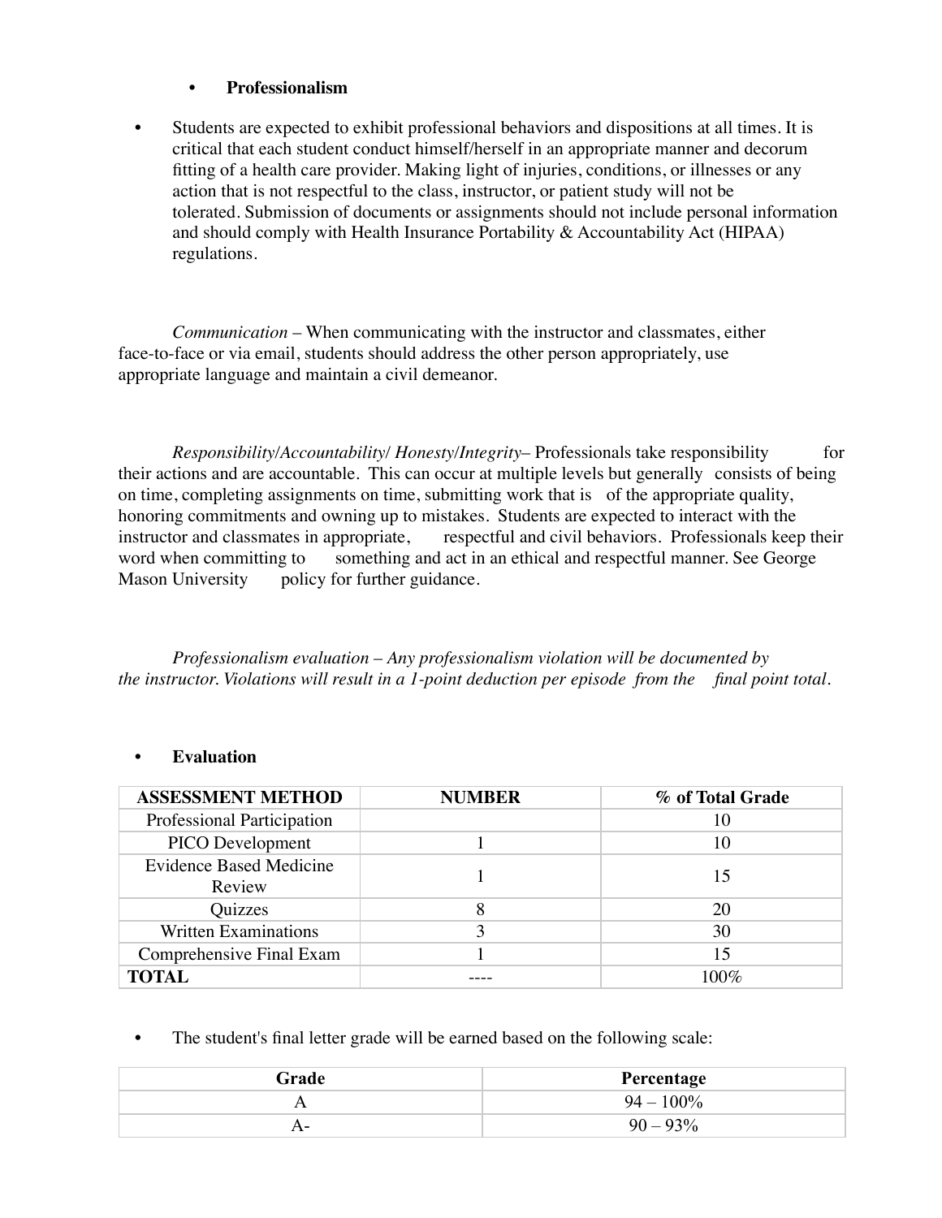- **Professionalism**

- Students are expected to exhibit professional behaviors and dispositions at all times. It is critical that each student conduct himself/herself in an appropriate manner and decorum fitting of a health care provider. Making light of injuries, conditions, or illnesses or any action that is not respectful to the class, instructor, or patient study will not be tolerated. Submission of documents or assignments should not include personal information and should comply with Health Insurance Portability & Accountability Act (HIPAA) regulations.

*Communication* – When communicating with the instructor and classmates, either face-to-face or via email, students should address the other person appropriately, use appropriate language and maintain a civil demeanor.

*Responsibility/Accountability/ Honesty/Integrity*– Professionals take responsibility for their actions and are accountable. This can occur at multiple levels but generally consists of being on time, completing assignments on time, submitting work that is of the appropriate quality, honoring commitments and owning up to mistakes. Students are expected to interact with the instructor and classmates in appropriate, respectful and civil behaviors. Professionals keep their word when committing to something and act in an ethical and respectful manner. See George Mason University policy for further guidance.

*Professionalism evaluation – Any professionalism violation will be documented by the instructor. Violations will result in a 1-point deduction per episode from the final point total.*

- **Evaluation**

| ASSESSMENT METHOD | NUMBER | % of Total Grade |
|---|---|---|
| Professional Participation | | 10 |
| PICO Development | 1 | 10 |
| Evidence Based Medicine Review | 1 | 15 |
| Quizzes | 8 | 20 |
| Written Examinations | 3 | 30 |
| Comprehensive Final Exam | 1 | 15 |
| **TOTAL** | ---- | 100% |

- The student's final letter grade will be earned based on the following scale:

| Grade | Percentage |
|---|---|
| A | 94 – 100% |
| A- | 90 – 93% |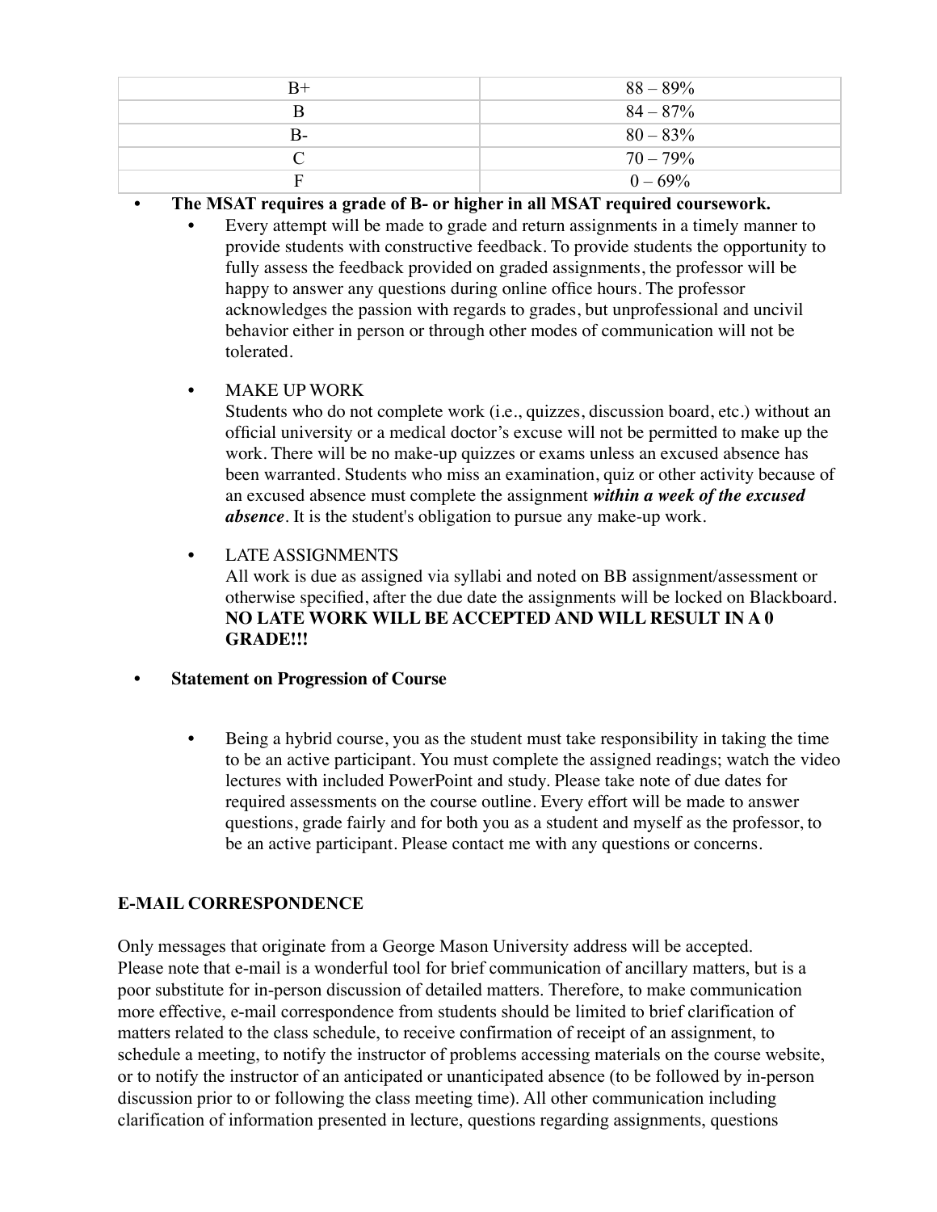| | |
|---|---|
| B+ | 88 – 89% |
| B | 84 – 87% |
| B- | 80 – 83% |
| C | 70 – 79% |
| F | 0 – 69% |

- **The MSAT requires a grade of B- or higher in all MSAT required coursework.**
  - Every attempt will be made to grade and return assignments in a timely manner to provide students with constructive feedback. To provide students the opportunity to fully assess the feedback provided on graded assignments, the professor will be happy to answer any questions during online office hours. The professor acknowledges the passion with regards to grades, but unprofessional and uncivil behavior either in person or through other modes of communication will not be tolerated.

  - MAKE UP WORK
    Students who do not complete work (i.e., quizzes, discussion board, etc.) without an official university or a medical doctor's excuse will not be permitted to make up the work. There will be no make-up quizzes or exams unless an excused absence has been warranted. Students who miss an examination, quiz or other activity because of an excused absence must complete the assignment ***within a week of the excused absence***. It is the student's obligation to pursue any make-up work.

  - LATE ASSIGNMENTS
    All work is due as assigned via syllabi and noted on BB assignment/assessment or otherwise specified, after the due date the assignments will be locked on Blackboard. **NO LATE WORK WILL BE ACCEPTED AND WILL RESULT IN A 0 GRADE!!!**

- **Statement on Progression of Course**

  - Being a hybrid course, you as the student must take responsibility in taking the time to be an active participant. You must complete the assigned readings; watch the video lectures with included PowerPoint and study. Please take note of due dates for required assessments on the course outline. Every effort will be made to answer questions, grade fairly and for both you as a student and myself as the professor, to be an active participant. Please contact me with any questions or concerns.

**E-MAIL CORRESPONDENCE**

Only messages that originate from a George Mason University address will be accepted.
Please note that e-mail is a wonderful tool for brief communication of ancillary matters, but is a poor substitute for in-person discussion of detailed matters. Therefore, to make communication more effective, e-mail correspondence from students should be limited to brief clarification of matters related to the class schedule, to receive confirmation of receipt of an assignment, to schedule a meeting, to notify the instructor of problems accessing materials on the course website, or to notify the instructor of an anticipated or unanticipated absence (to be followed by in-person discussion prior to or following the class meeting time). All other communication including clarification of information presented in lecture, questions regarding assignments, questions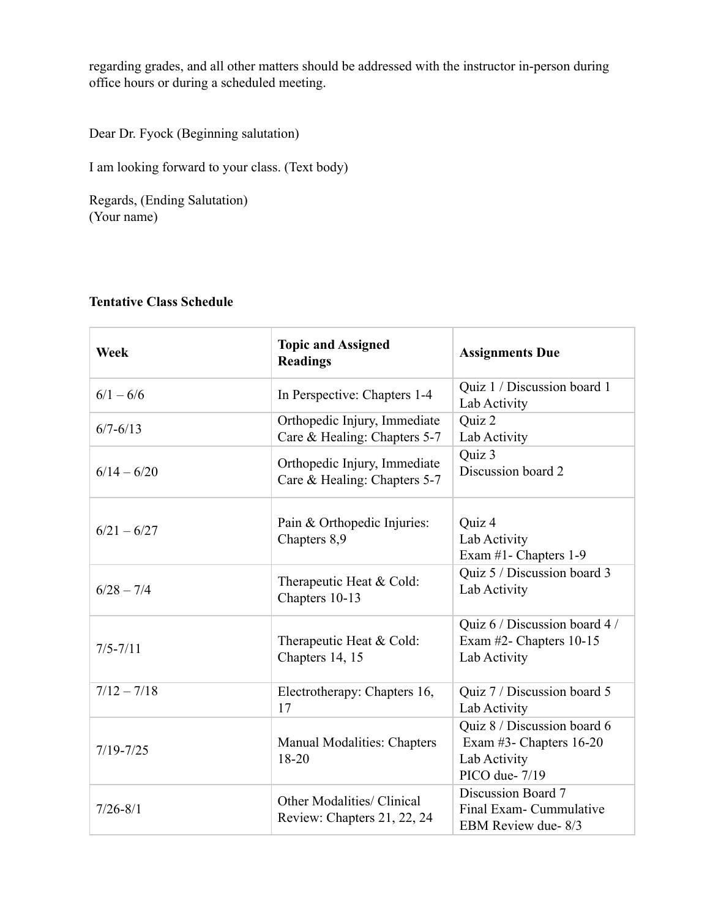regarding grades, and all other matters should be addressed with the instructor in-person during office hours or during a scheduled meeting.

Dear Dr. Fyock (Beginning salutation)

I am looking forward to your class. (Text body)

Regards, (Ending Salutation)
(Your name)

**Tentative Class Schedule**

| Week | Topic and Assigned Readings | Assignments Due |
|---|---|---|
| 6/1 – 6/6 | In Perspective: Chapters 1-4 | Quiz 1 / Discussion board 1<br>Lab Activity |
| 6/7-6/13 | Orthopedic Injury, Immediate Care & Healing: Chapters 5-7 | Quiz 2<br>Lab Activity |
| 6/14 – 6/20 | Orthopedic Injury, Immediate Care & Healing: Chapters 5-7 | Quiz 3<br>Discussion board 2 |
| 6/21 – 6/27 | Pain & Orthopedic Injuries: Chapters 8,9 | Quiz 4<br>Lab Activity<br>Exam #1- Chapters 1-9 |
| 6/28 – 7/4 | Therapeutic Heat & Cold: Chapters 10-13 | Quiz 5 / Discussion board 3<br>Lab Activity |
| 7/5-7/11 | Therapeutic Heat & Cold: Chapters 14, 15 | Quiz 6 / Discussion board 4 / Exam #2- Chapters 10-15<br>Lab Activity |
| 7/12 – 7/18 | Electrotherapy: Chapters 16, 17 | Quiz 7 / Discussion board 5<br>Lab Activity |
| 7/19-7/25 | Manual Modalities: Chapters 18-20 | Quiz 8 / Discussion board 6<br>Exam #3- Chapters 16-20<br>Lab Activity<br>PICO due- 7/19 |
| 7/26-8/1 | Other Modalities/ Clinical Review: Chapters 21, 22, 24 | Discussion Board 7<br>Final Exam- Cummulative<br>EBM Review due- 8/3 |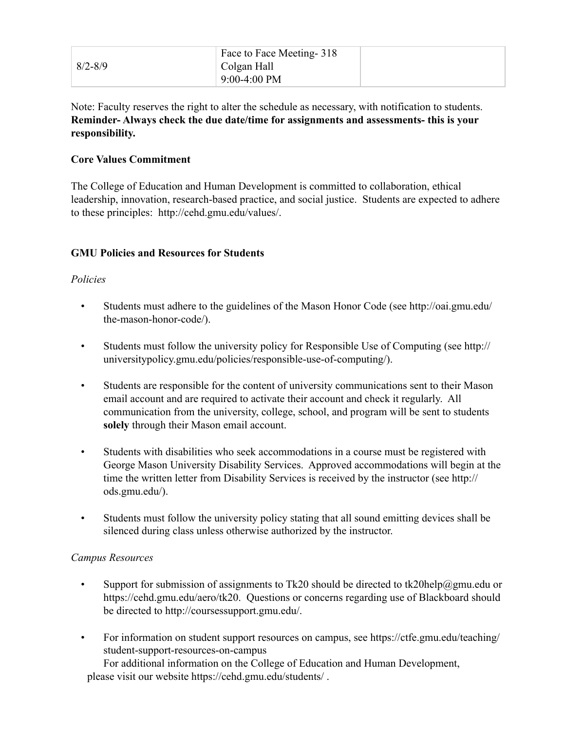| 8/2-8/9 | Face to Face Meeting- 318 Colgan Hall 9:00-4:00 PM | |
|---|---|---|

Note: Faculty reserves the right to alter the schedule as necessary, with notification to students. **Reminder- Always check the due date/time for assignments and assessments- this is your responsibility.**

**Core Values Commitment**

The College of Education and Human Development is committed to collaboration, ethical leadership, innovation, research-based practice, and social justice. Students are expected to adhere to these principles: http://cehd.gmu.edu/values/.

**GMU Policies and Resources for Students**

*Policies*

- Students must adhere to the guidelines of the Mason Honor Code (see http://oai.gmu.edu/the-mason-honor-code/).
- Students must follow the university policy for Responsible Use of Computing (see http://universitypolicy.gmu.edu/policies/responsible-use-of-computing/).
- Students are responsible for the content of university communications sent to their Mason email account and are required to activate their account and check it regularly. All communication from the university, college, school, and program will be sent to students **solely** through their Mason email account.
- Students with disabilities who seek accommodations in a course must be registered with George Mason University Disability Services. Approved accommodations will begin at the time the written letter from Disability Services is received by the instructor (see http://ods.gmu.edu/).
- Students must follow the university policy stating that all sound emitting devices shall be silenced during class unless otherwise authorized by the instructor.

*Campus Resources*

- Support for submission of assignments to Tk20 should be directed to tk20help@gmu.edu or https://cehd.gmu.edu/aero/tk20. Questions or concerns regarding use of Blackboard should be directed to http://coursessupport.gmu.edu/.
- For information on student support resources on campus, see https://ctfe.gmu.edu/teaching/student-support-resources-on-campus
  For additional information on the College of Education and Human Development, please visit our website https://cehd.gmu.edu/students/ .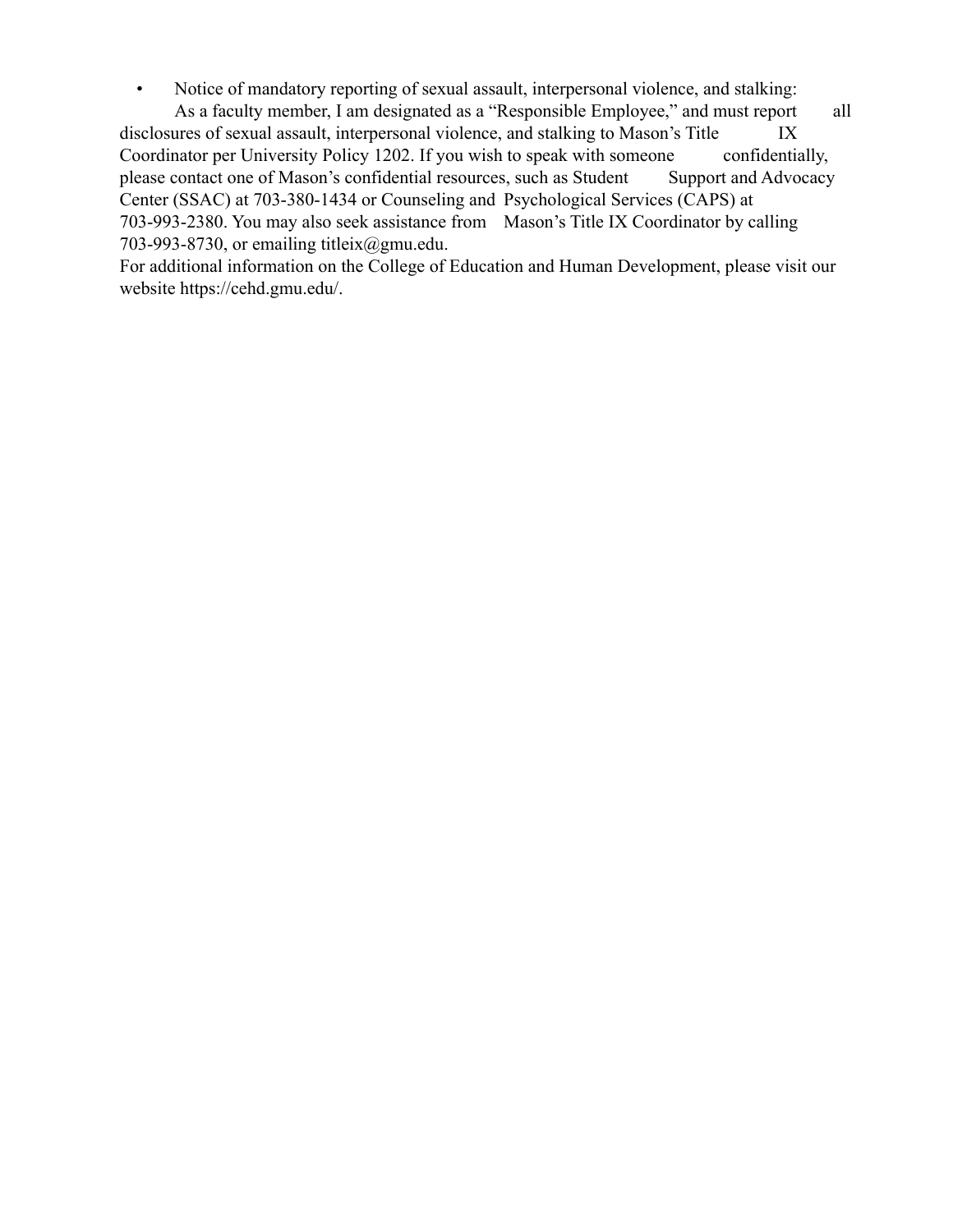- Notice of mandatory reporting of sexual assault, interpersonal violence, and stalking:
  As a faculty member, I am designated as a "Responsible Employee," and must report all disclosures of sexual assault, interpersonal violence, and stalking to Mason's Title IX Coordinator per University Policy 1202. If you wish to speak with someone confidentially, please contact one of Mason's confidential resources, such as Student Support and Advocacy Center (SSAC) at 703-380-1434 or Counseling and Psychological Services (CAPS) at 703-993-2380. You may also seek assistance from Mason's Title IX Coordinator by calling 703-993-8730, or emailing titleix@gmu.edu.

For additional information on the College of Education and Human Development, please visit our website https://cehd.gmu.edu/.